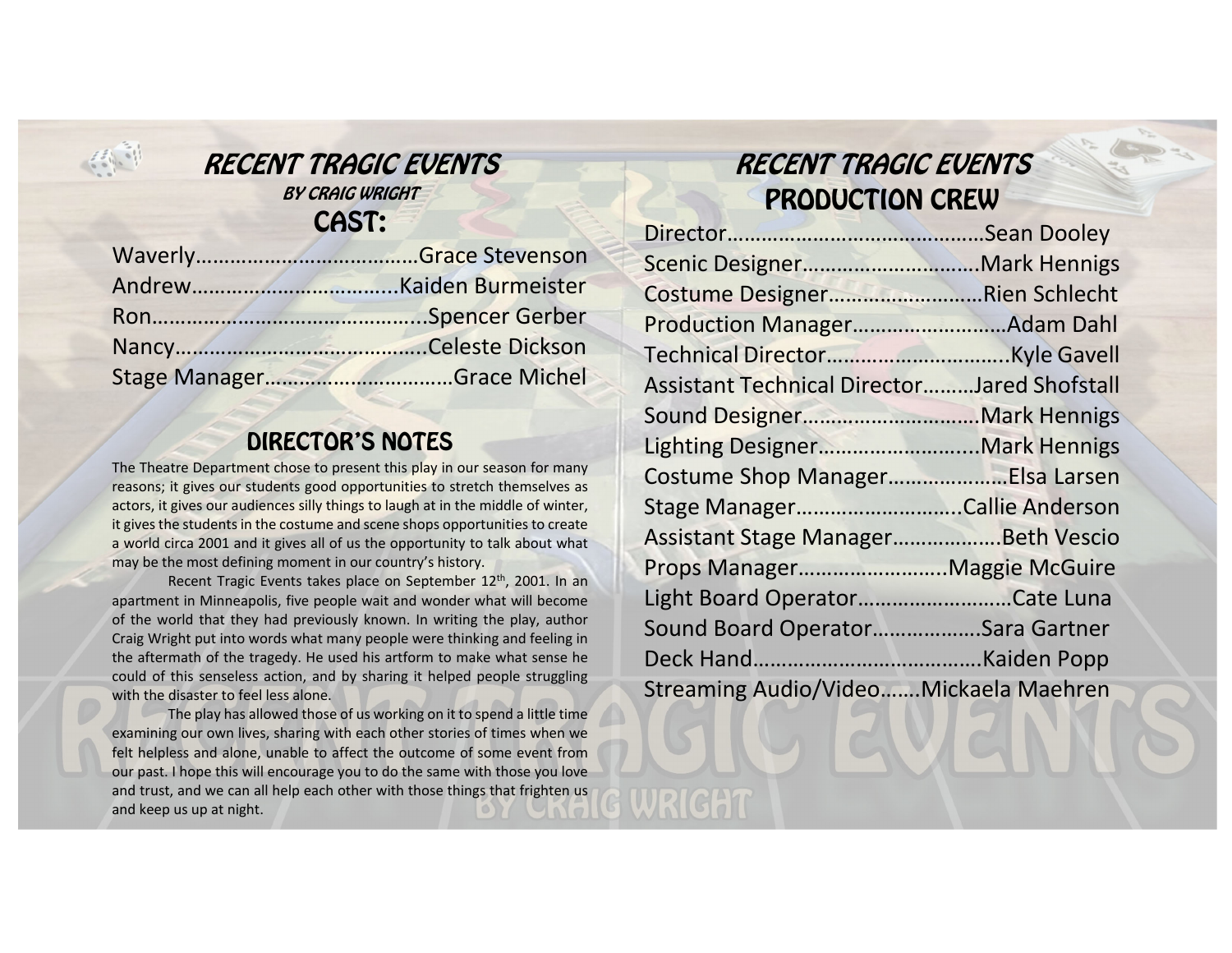# RECENT TRAGIC EVENTS

### BY CRAIG WRIGHT

## CAST:

Waverly……………………………….Grace Stevenson
Andrew……………………………..Kaiden Burmeister
Ron………………………………………..Spencer Gerber
Nancy……………………………………..Celeste Dickson
Stage Manager…………………………Grace Michel

## DIRECTOR'S NOTES

The Theatre Department chose to present this play in our season for many reasons; it gives our students good opportunities to stretch themselves as actors, it gives our audiences silly things to laugh at in the middle of winter, it gives the students in the costume and scene shops opportunities to create a world circa 2001 and it gives all of us the opportunity to talk about what may be the most defining moment in our country's history.

Recent Tragic Events takes place on September 12th, 2001. In an apartment in Minneapolis, five people wait and wonder what will become of the world that they had previously known. In writing the play, author Craig Wright put into words what many people were thinking and feeling in the aftermath of the tragedy. He used his artform to make what sense he could of this senseless action, and by sharing it helped people struggling with the disaster to feel less alone.

The play has allowed those of us working on it to spend a little time examining our own lives, sharing with each other stories of times when we felt helpless and alone, unable to affect the outcome of some event from our past. I hope this will encourage you to do the same with those you love and trust, and we can all help each other with those things that frighten us and keep us up at night.

# RECENT TRAGIC EVENTS

## PRODUCTION CREW

Director……………………………………Sean Dooley
Scenic Designer………………………..Mark Hennigs
Costume Designer…………………….Rien Schlecht
Production Manager……………………Adam Dahl
Technical Director………………………..Kyle Gavell
Assistant Technical Director………Jared Shofstall
Sound Designer…………………………Mark Hennigs
Lighting Designer……………………...Mark Hennigs
Costume Shop Manager…………………Elsa Larsen
Stage Manager………………………..Callie Anderson
Assistant Stage Manager……………….Beth Vescio
Props Manager……………………..Maggie McGuire
Light Board Operator……………………..Cate Luna
Sound Board Operator……………….Sara Gartner
Deck Hand…………………………………Kaiden Popp
Streaming Audio/Video…….Mickaela Maehren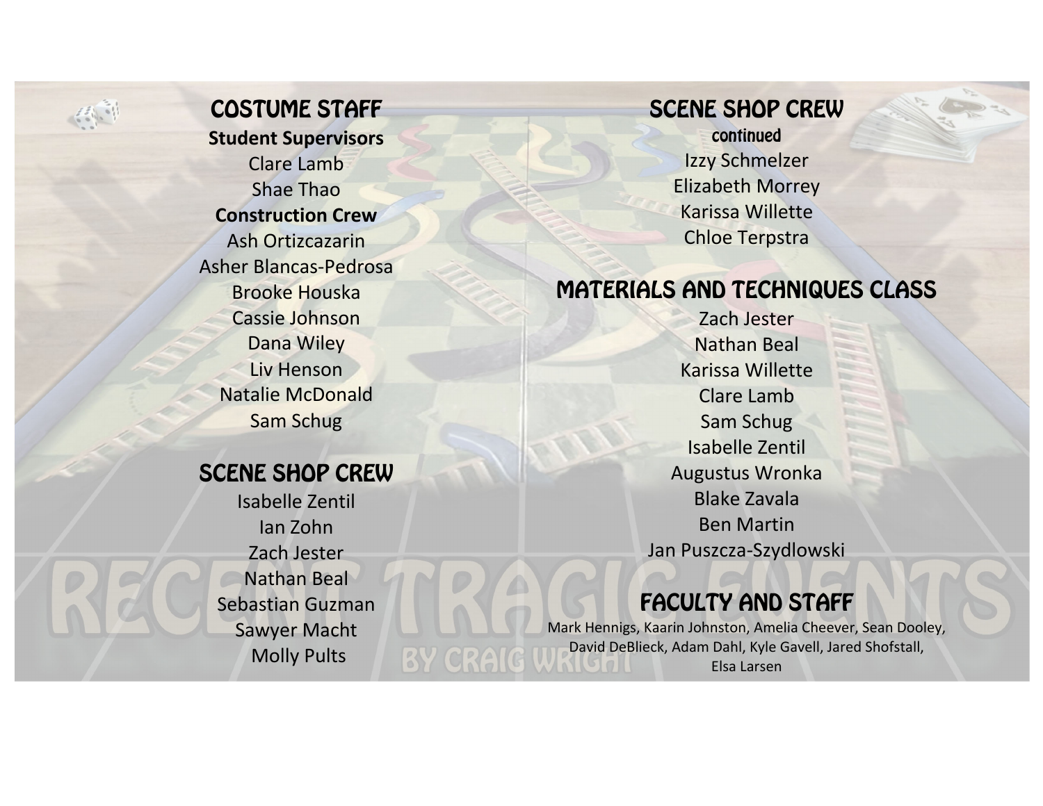## COSTUME STAFF

**Student Supervisors**

Clare Lamb
Shae Thao

**Construction Crew**

Ash Ortizcazarin
Asher Blancas-Pedrosa
Brooke Houska
Cassie Johnson
Dana Wiley
Liv Henson
Natalie McDonald
Sam Schug

## SCENE SHOP CREW

Isabelle Zentil
Ian Zohn
Zach Jester
Nathan Beal
Sebastian Guzman
Sawyer Macht
Molly Pults

## SCENE SHOP CREW

**continued**

Izzy Schmelzer
Elizabeth Morrey
Karissa Willette
Chloe Terpstra

## MATERIALS AND TECHNIQUES CLASS

Zach Jester
Nathan Beal
Karissa Willette
Clare Lamb
Sam Schug
Isabelle Zentil
Augustus Wronka
Blake Zavala
Ben Martin
Jan Puszcza-Szydlowski

## FACULTY AND STAFF

Mark Hennigs, Kaarin Johnston, Amelia Cheever, Sean Dooley, David DeBlieck, Adam Dahl, Kyle Gavell, Jared Shofstall, Elsa Larsen

RECENT TRAGIC EVENTS
BY CRAIG WRIGHT